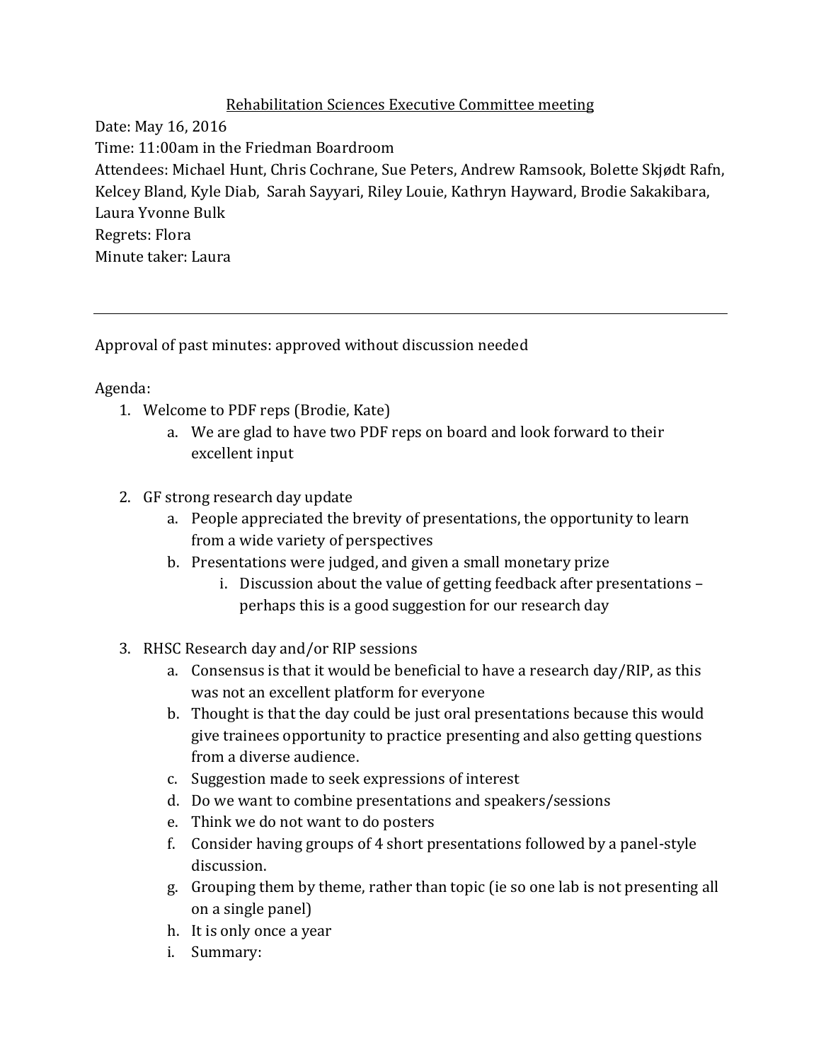# Rehabilitation Sciences Executive Committee meeting

Date: May 16, 2016

Time: 11:00am in the Friedman Boardroom

Attendees: Michael Hunt, Chris Cochrane, Sue Peters, Andrew Ramsook, Bolette Skjødt Rafn, Kelcey Bland, Kyle Diab, Sarah Sayyari, Riley Louie, Kathryn Hayward, Brodie Sakakibara, Laura Yvonne Bulk

Regrets: Flora

Minute taker: Laura

---

Approval of past minutes: approved without discussion needed

Agenda:

1. Welcome to PDF reps (Brodie, Kate)
    a. We are glad to have two PDF reps on board and look forward to their excellent input

2. GF strong research day update
    a. People appreciated the brevity of presentations, the opportunity to learn from a wide variety of perspectives
    b. Presentations were judged, and given a small monetary prize
        i. Discussion about the value of getting feedback after presentations – perhaps this is a good suggestion for our research day

3. RHSC Research day and/or RIP sessions
    a. Consensus is that it would be beneficial to have a research day/RIP, as this was not an excellent platform for everyone
    b. Thought is that the day could be just oral presentations because this would give trainees opportunity to practice presenting and also getting questions from a diverse audience.
    c. Suggestion made to seek expressions of interest
    d. Do we want to combine presentations and speakers/sessions
    e. Think we do not want to do posters
    f. Consider having groups of 4 short presentations followed by a panel-style discussion.
    g. Grouping them by theme, rather than topic (ie so one lab is not presenting all on a single panel)
    h. It is only once a year
    i. Summary: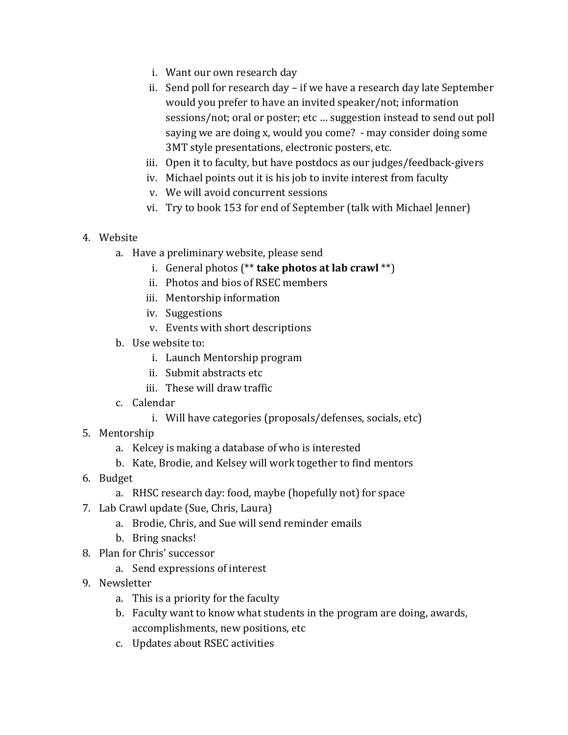i. Want our own research day
   ii. Send poll for research day – if we have a research day late September would you prefer to have an invited speaker/not; information sessions/not; oral or poster; etc … suggestion instead to send out poll saying we are doing x, would you come? - may consider doing some 3MT style presentations, electronic posters, etc.
   iii. Open it to faculty, but have postdocs as our judges/feedback-givers
   iv. Michael points out it is his job to invite interest from faculty
   v. We will avoid concurrent sessions
   vi. Try to book 153 for end of September (talk with Michael Jenner)

4. Website
   a. Have a preliminary website, please send
      i. General photos (** **take photos at lab crawl** **)
      ii. Photos and bios of RSEC members
      iii. Mentorship information
      iv. Suggestions
      v. Events with short descriptions
   b. Use website to:
      i. Launch Mentorship program
      ii. Submit abstracts etc
      iii. These will draw traffic
   c. Calendar
      i. Will have categories (proposals/defenses, socials, etc)
5. Mentorship
   a. Kelcey is making a database of who is interested
   b. Kate, Brodie, and Kelsey will work together to find mentors
6. Budget
   a. RHSC research day: food, maybe (hopefully not) for space
7. Lab Crawl update (Sue, Chris, Laura)
   a. Brodie, Chris, and Sue will send reminder emails
   b. Bring snacks!
8. Plan for Chris' successor
   a. Send expressions of interest
9. Newsletter
   a. This is a priority for the faculty
   b. Faculty want to know what students in the program are doing, awards, accomplishments, new positions, etc
   c. Updates about RSEC activities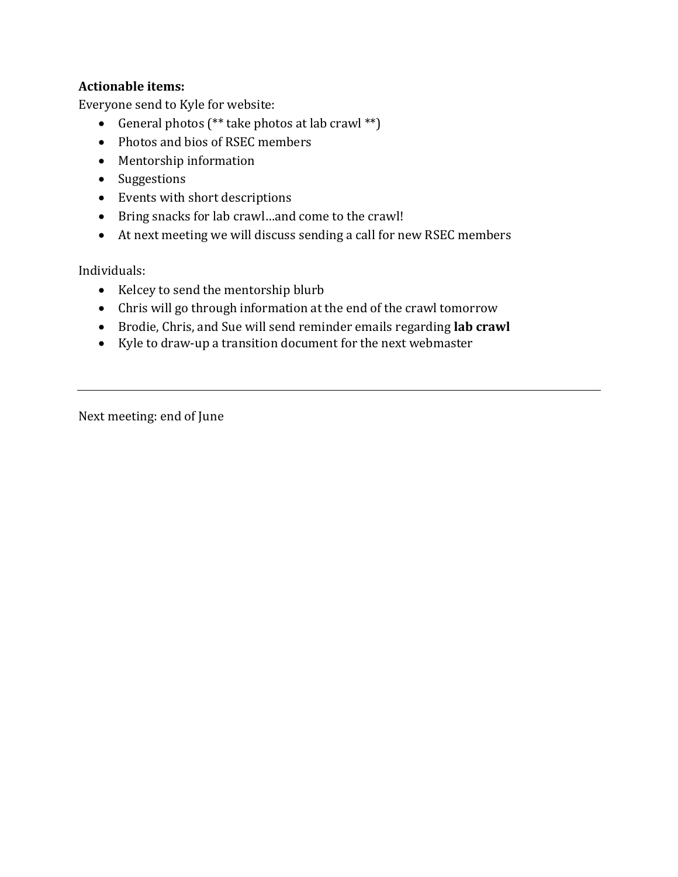**Actionable items:**

Everyone send to Kyle for website:

- General photos (** take photos at lab crawl **)
- Photos and bios of RSEC members
- Mentorship information
- Suggestions
- Events with short descriptions
- Bring snacks for lab crawl…and come to the crawl!
- At next meeting we will discuss sending a call for new RSEC members

Individuals:

- Kelcey to send the mentorship blurb
- Chris will go through information at the end of the crawl tomorrow
- Brodie, Chris, and Sue will send reminder emails regarding **lab crawl**
- Kyle to draw-up a transition document for the next webmaster

---

Next meeting: end of June